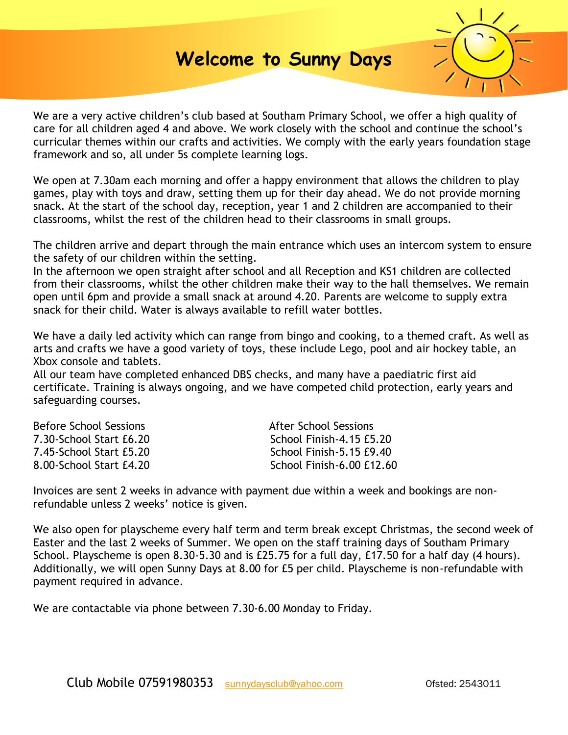# Welcome to Sunny Days

We are a very active children's club based at Southam Primary School, we offer a high quality of care for all children aged 4 and above. We work closely with the school and continue the school's curricular themes within our crafts and activities. We comply with the early years foundation stage framework and so, all under 5s complete learning logs.

We open at 7.30am each morning and offer a happy environment that allows the children to play games, play with toys and draw, setting them up for their day ahead. We do not provide morning snack. At the start of the school day, reception, year 1 and 2 children are accompanied to their classrooms, whilst the rest of the children head to their classrooms in small groups.

The children arrive and depart through the main entrance which uses an intercom system to ensure the safety of our children within the setting.
In the afternoon we open straight after school and all Reception and KS1 children are collected from their classrooms, whilst the other children make their way to the hall themselves. We remain open until 6pm and provide a small snack at around 4.20. Parents are welcome to supply extra snack for their child. Water is always available to refill water bottles.

We have a daily led activity which can range from bingo and cooking, to a themed craft. As well as arts and crafts we have a good variety of toys, these include Lego, pool and air hockey table, an Xbox console and tablets.
All our team have completed enhanced DBS checks, and many have a paediatric first aid certificate. Training is always ongoing, and we have competed child protection, early years and safeguarding courses.

| Before School Sessions | After School Sessions |
|---|---|
| 7.30-School Start £6.20 | School Finish-4.15 £5.20 |
| 7.45-School Start £5.20 | School Finish-5.15 £9.40 |
| 8.00-School Start £4.20 | School Finish-6.00 £12.60 |

Invoices are sent 2 weeks in advance with payment due within a week and bookings are non-refundable unless 2 weeks' notice is given.

We also open for playscheme every half term and term break except Christmas, the second week of Easter and the last 2 weeks of Summer. We open on the staff training days of Southam Primary School. Playscheme is open 8.30-5.30 and is £25.75 for a full day, £17.50 for a half day (4 hours). Additionally, we will open Sunny Days at 8.00 for £5 per child. Playscheme is non-refundable with payment required in advance.

We are contactable via phone between 7.30-6.00 Monday to Friday.

Club Mobile 07591980353 sunnydaysclub@yahoo.com Ofsted: 2543011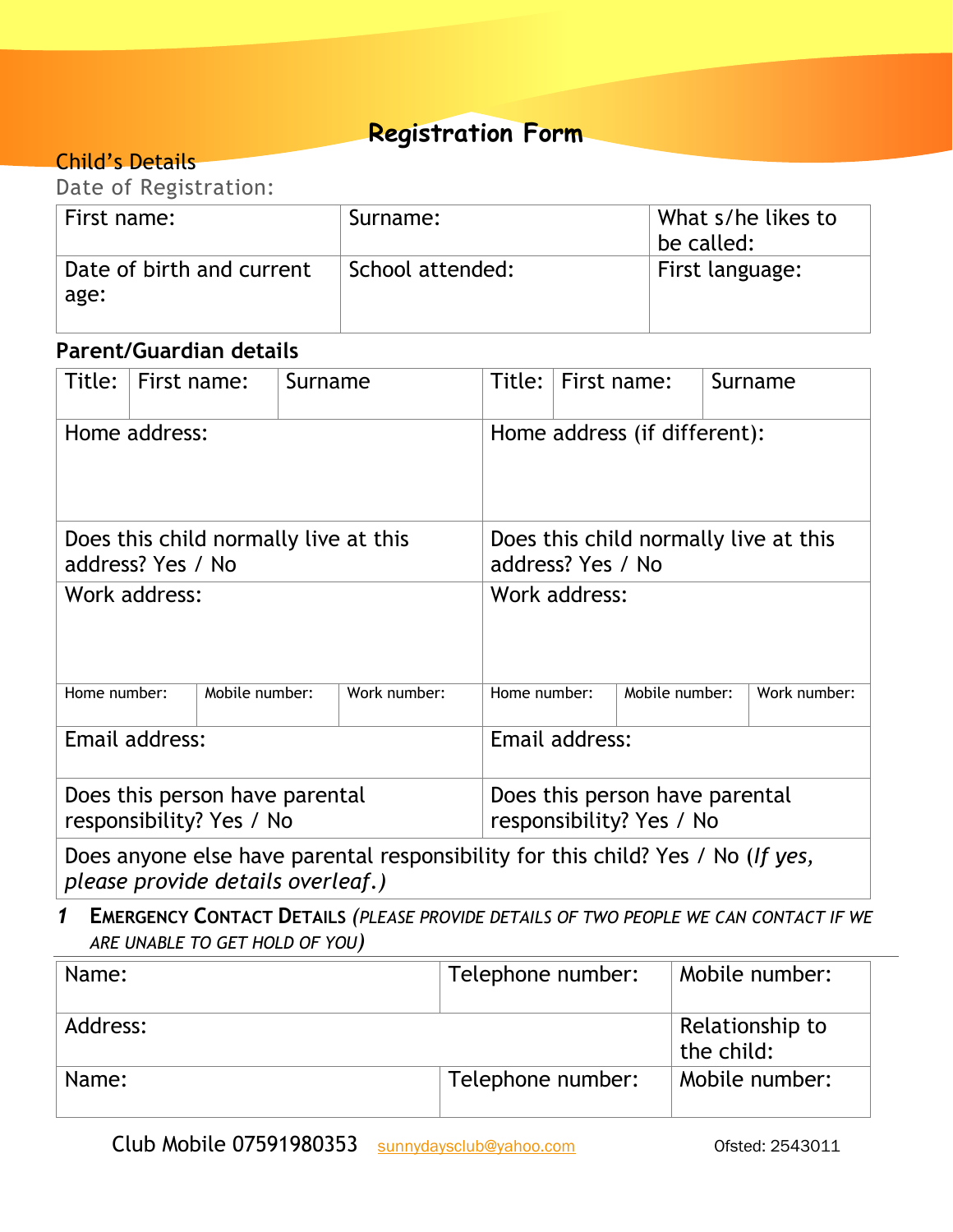# Registration Form

Child's Details

Date of Registration:

| First name: | Surname: | What s/he likes to be called: |
|---|---|---|
| Date of birth and current age: | School attended: | First language: |

**Parent/Guardian details**

| Title: | First name: | Surname | Title: | First name: | Surname |
|---|---|---|---|---|---|
| Home address: | | | Home address (if different): | | |
| Does this child normally live at this address? Yes / No | | | Does this child normally live at this address? Yes / No | | |
| Work address: | | | Work address: | | |
| Home number: | Mobile number: | Work number: | Home number: | Mobile number: | Work number: |
| Email address: | | | Email address: | | |
| Does this person have parental responsibility? Yes / No | | | Does this person have parental responsibility? Yes / No | | |
| Does anyone else have parental responsibility for this child? Yes / No (*If yes, please provide details overleaf.)* | | | | | |

### 1 EMERGENCY CONTACT DETAILS *(PLEASE PROVIDE DETAILS OF TWO PEOPLE WE CAN CONTACT IF WE ARE UNABLE TO GET HOLD OF YOU)*

| Name: | Telephone number: | Mobile number: |
|---|---|---|
| Address: | | Relationship to the child: |
| Name: | Telephone number: | Mobile number: |

Club Mobile 07591980353 sunnydaysclub@yahoo.com Ofsted: 2543011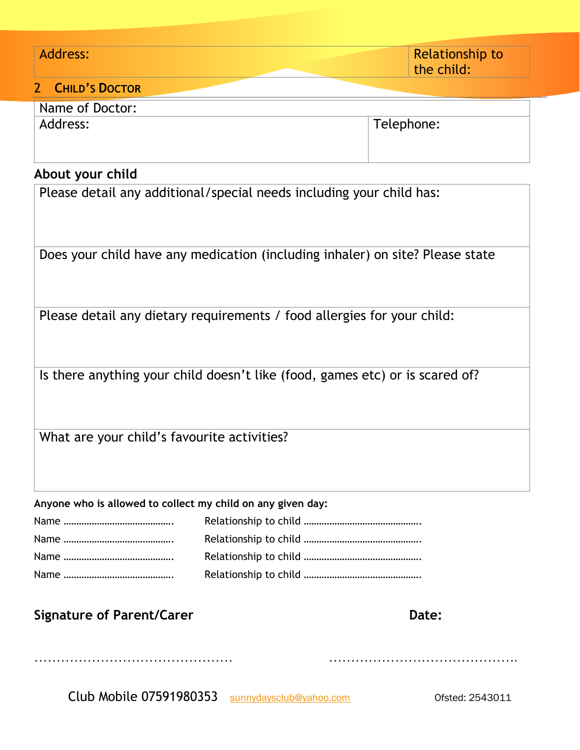| Address: | Relationship to the child: |
|---|---|

## 2 CHILD'S DOCTOR

| Name of Doctor: | |
|---|---|
| Address: | Telephone: |

## About your child

| Please detail any additional/special needs including your child has: |
|---|
| Does your child have any medication (including inhaler) on site? Please state |
| Please detail any dietary requirements / food allergies for your child: |
| Is there anything your child doesn't like (food, games etc) or is scared of? |
| What are your child's favourite activities? |

**Anyone who is allowed to collect my child on any given day:**

Name ……………………………………. Relationship to child ……………………………………….

Name ……………………………………. Relationship to child ……………………………………….

Name ……………………………………. Relationship to child ……………………………………….

Name ……………………………………. Relationship to child ……………………………………….

**Signature of Parent/Carer** **Date:**

……………………………………… ……………………………………..

Club Mobile 07591980353 sunnydaysclub@yahoo.com Ofsted: 2543011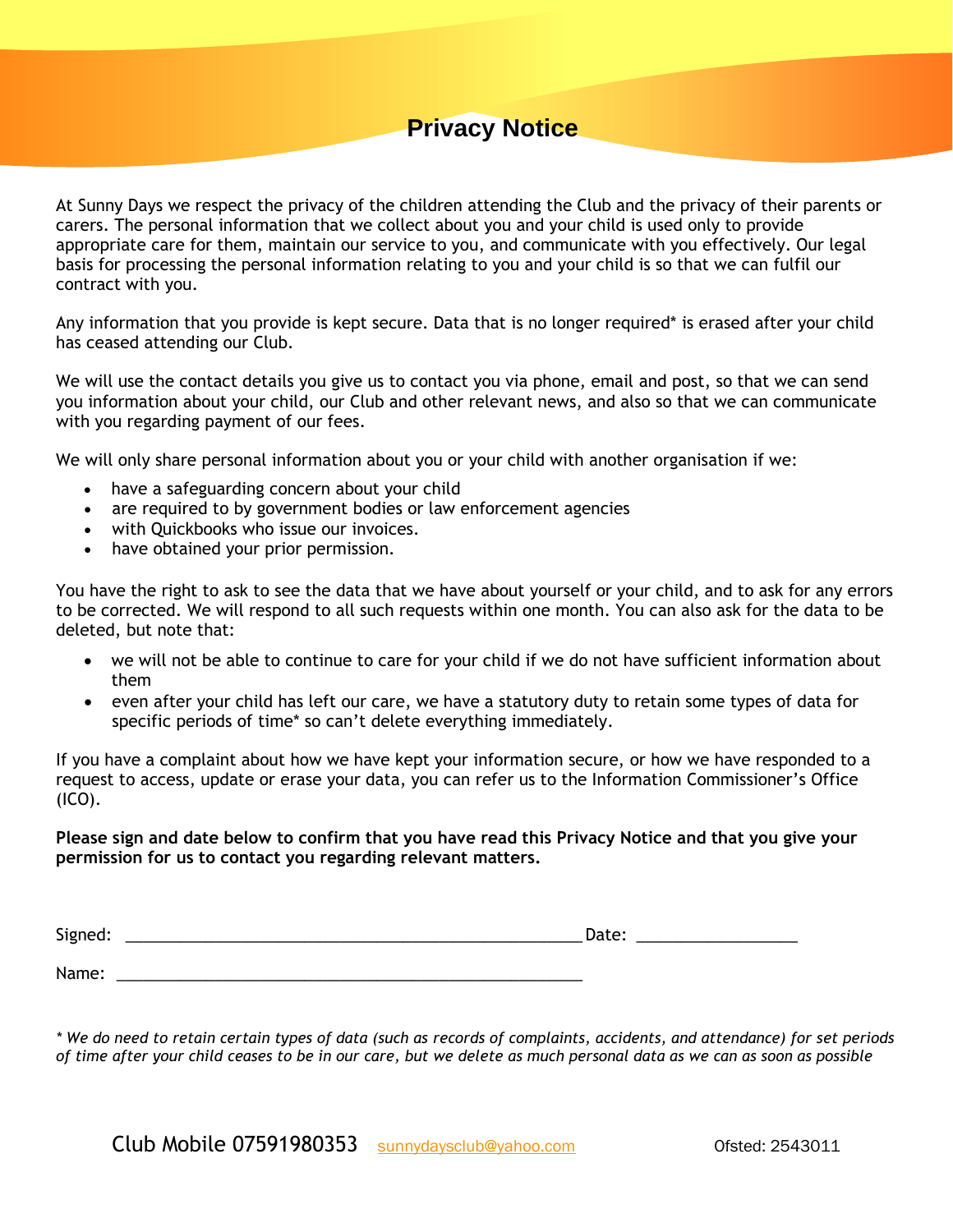# Privacy Notice

At Sunny Days we respect the privacy of the children attending the Club and the privacy of their parents or carers. The personal information that we collect about you and your child is used only to provide appropriate care for them, maintain our service to you, and communicate with you effectively. Our legal basis for processing the personal information relating to you and your child is so that we can fulfil our contract with you.

Any information that you provide is kept secure. Data that is no longer required* is erased after your child has ceased attending our Club.

We will use the contact details you give us to contact you via phone, email and post, so that we can send you information about your child, our Club and other relevant news, and also so that we can communicate with you regarding payment of our fees.

We will only share personal information about you or your child with another organisation if we:

- have a safeguarding concern about your child
- are required to by government bodies or law enforcement agencies
- with Quickbooks who issue our invoices.
- have obtained your prior permission.

You have the right to ask to see the data that we have about yourself or your child, and to ask for any errors to be corrected. We will respond to all such requests within one month. You can also ask for the data to be deleted, but note that:

- we will not be able to continue to care for your child if we do not have sufficient information about them
- even after your child has left our care, we have a statutory duty to retain some types of data for specific periods of time* so can't delete everything immediately.

If you have a complaint about how we have kept your information secure, or how we have responded to a request to access, update or erase your data, you can refer us to the Information Commissioner's Office (ICO).

**Please sign and date below to confirm that you have read this Privacy Notice and that you give your permission for us to contact you regarding relevant matters.**

Signed: ____________________________________________ Date: ________________

Name: ____________________________________________

*\* We do need to retain certain types of data (such as records of complaints, accidents, and attendance) for set periods of time after your child ceases to be in our care, but we delete as much personal data as we can as soon as possible*

Club Mobile 07591980353 sunnydaysclub@yahoo.com Ofsted: 2543011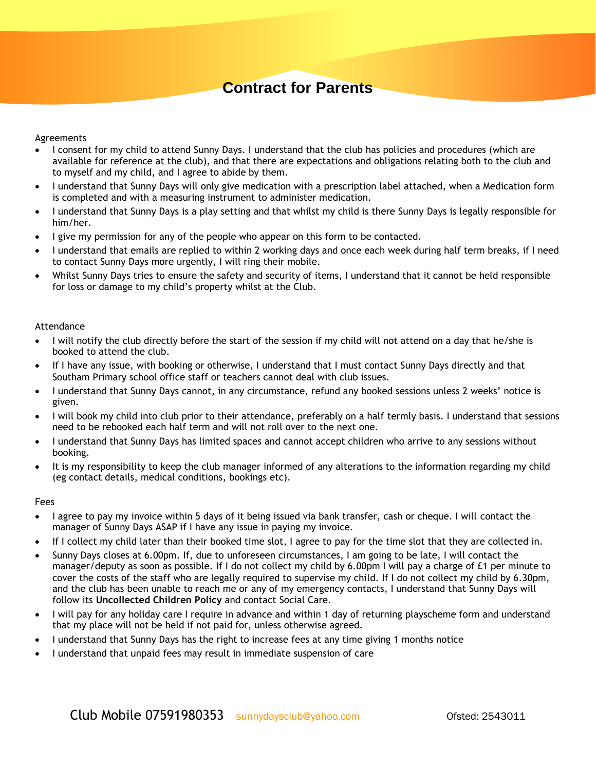# Contract for Parents

Agreements

- I consent for my child to attend Sunny Days. I understand that the club has policies and procedures (which are available for reference at the club), and that there are expectations and obligations relating both to the club and to myself and my child, and I agree to abide by them.
- I understand that Sunny Days will only give medication with a prescription label attached, when a Medication form is completed and with a measuring instrument to administer medication.
- I understand that Sunny Days is a play setting and that whilst my child is there Sunny Days is legally responsible for him/her.
- I give my permission for any of the people who appear on this form to be contacted.
- I understand that emails are replied to within 2 working days and once each week during half term breaks, if I need to contact Sunny Days more urgently, I will ring their mobile.
- Whilst Sunny Days tries to ensure the safety and security of items, I understand that it cannot be held responsible for loss or damage to my child's property whilst at the Club.

Attendance

- I will notify the club directly before the start of the session if my child will not attend on a day that he/she is booked to attend the club.
- If I have any issue, with booking or otherwise, I understand that I must contact Sunny Days directly and that Southam Primary school office staff or teachers cannot deal with club issues.
- I understand that Sunny Days cannot, in any circumstance, refund any booked sessions unless 2 weeks' notice is given.
- I will book my child into club prior to their attendance, preferably on a half termly basis. I understand that sessions need to be rebooked each half term and will not roll over to the next one.
- I understand that Sunny Days has limited spaces and cannot accept children who arrive to any sessions without booking.
- It is my responsibility to keep the club manager informed of any alterations to the information regarding my child (eg contact details, medical conditions, bookings etc).

Fees

- I agree to pay my invoice within 5 days of it being issued via bank transfer, cash or cheque. I will contact the manager of Sunny Days ASAP if I have any issue in paying my invoice.
- If I collect my child later than their booked time slot, I agree to pay for the time slot that they are collected in.
- Sunny Days closes at 6.00pm. If, due to unforeseen circumstances, I am going to be late, I will contact the manager/deputy as soon as possible. If I do not collect my child by 6.00pm I will pay a charge of £1 per minute to cover the costs of the staff who are legally required to supervise my child. If I do not collect my child by 6.30pm, and the club has been unable to reach me or any of my emergency contacts, I understand that Sunny Days will follow its **Uncollected Children Policy** and contact Social Care.
- I will pay for any holiday care I require in advance and within 1 day of returning playscheme form and understand that my place will not be held if not paid for, unless otherwise agreed.
- I understand that Sunny Days has the right to increase fees at any time giving 1 months notice
- I understand that unpaid fees may result in immediate suspension of care

Club Mobile 07591980353 sunnydaysclub@yahoo.com Ofsted: 2543011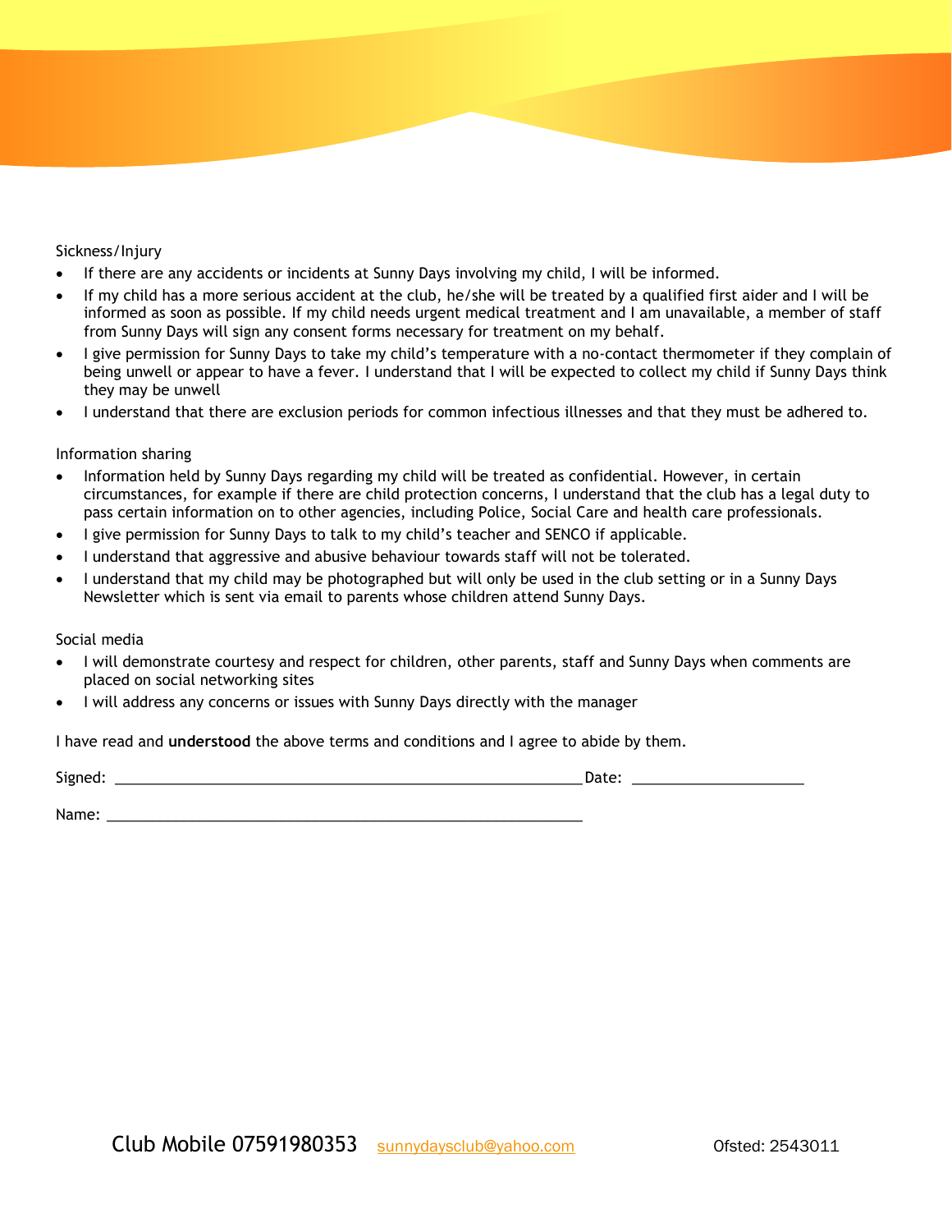Sickness/Injury

- If there are any accidents or incidents at Sunny Days involving my child, I will be informed.
- If my child has a more serious accident at the club, he/she will be treated by a qualified first aider and I will be informed as soon as possible. If my child needs urgent medical treatment and I am unavailable, a member of staff from Sunny Days will sign any consent forms necessary for treatment on my behalf.
- I give permission for Sunny Days to take my child's temperature with a no-contact thermometer if they complain of being unwell or appear to have a fever. I understand that I will be expected to collect my child if Sunny Days think they may be unwell
- I understand that there are exclusion periods for common infectious illnesses and that they must be adhered to.

Information sharing

- Information held by Sunny Days regarding my child will be treated as confidential. However, in certain circumstances, for example if there are child protection concerns, I understand that the club has a legal duty to pass certain information on to other agencies, including Police, Social Care and health care professionals.
- I give permission for Sunny Days to talk to my child's teacher and SENCO if applicable.
- I understand that aggressive and abusive behaviour towards staff will not be tolerated.
- I understand that my child may be photographed but will only be used in the club setting or in a Sunny Days Newsletter which is sent via email to parents whose children attend Sunny Days.

Social media

- I will demonstrate courtesy and respect for children, other parents, staff and Sunny Days when comments are placed on social networking sites
- I will address any concerns or issues with Sunny Days directly with the manager

I have read and **understood** the above terms and conditions and I agree to abide by them.

Signed: ______________________________ Date: ____________________

Name: ______________________________

Club Mobile 07591980353 sunnydaysclub@yahoo.com Ofsted: 2543011